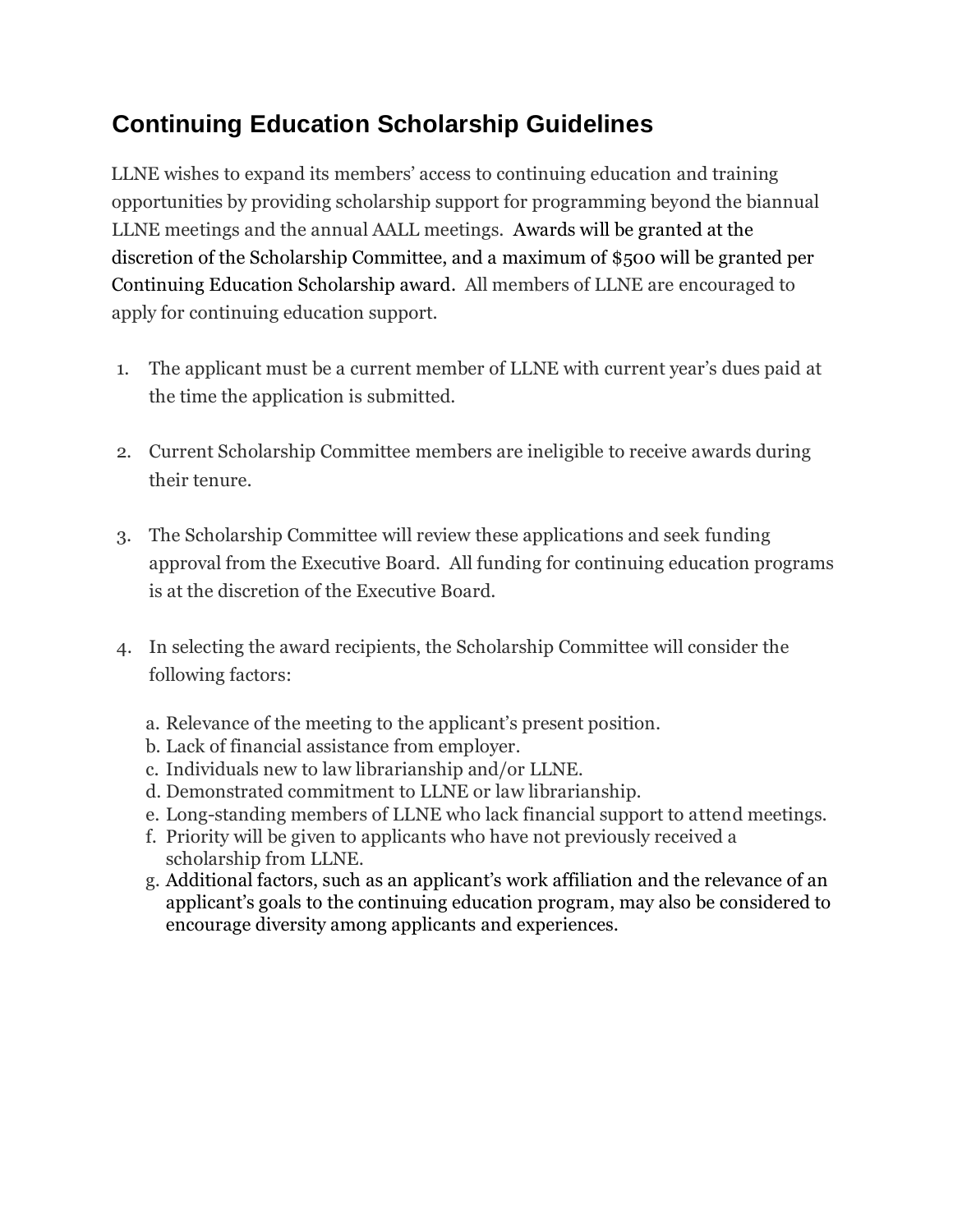# Continuing Education Scholarship Guidelines

LLNE wishes to expand its members' access to continuing education and training opportunities by providing scholarship support for programming beyond the biannual LLNE meetings and the annual AALL meetings. Awards will be granted at the discretion of the Scholarship Committee, and a maximum of $500 will be granted per Continuing Education Scholarship award. All members of LLNE are encouraged to apply for continuing education support.

1. The applicant must be a current member of LLNE with current year's dues paid at the time the application is submitted.

2. Current Scholarship Committee members are ineligible to receive awards during their tenure.

3. The Scholarship Committee will review these applications and seek funding approval from the Executive Board. All funding for continuing education programs is at the discretion of the Executive Board.

4. In selecting the award recipients, the Scholarship Committee will consider the following factors:

   a. Relevance of the meeting to the applicant's present position.
   b. Lack of financial assistance from employer.
   c. Individuals new to law librarianship and/or LLNE.
   d. Demonstrated commitment to LLNE or law librarianship.
   e. Long-standing members of LLNE who lack financial support to attend meetings.
   f. Priority will be given to applicants who have not previously received a scholarship from LLNE.
   g. Additional factors, such as an applicant's work affiliation and the relevance of an applicant's goals to the continuing education program, may also be considered to encourage diversity among applicants and experiences.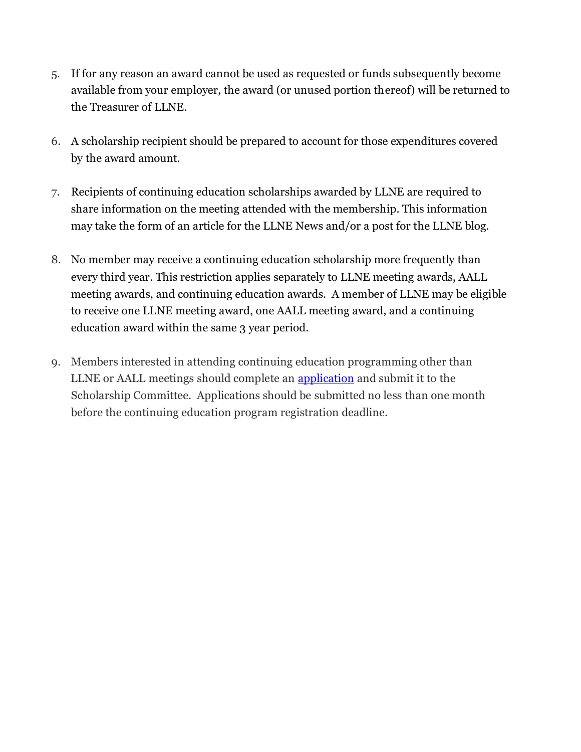5. If for any reason an award cannot be used as requested or funds subsequently become available from your employer, the award (or unused portion thereof) will be returned to the Treasurer of LLNE.

6. A scholarship recipient should be prepared to account for those expenditures covered by the award amount.

7. Recipients of continuing education scholarships awarded by LLNE are required to share information on the meeting attended with the membership. This information may take the form of an article for the LLNE News and/or a post for the LLNE blog.

8. No member may receive a continuing education scholarship more frequently than every third year. This restriction applies separately to LLNE meeting awards, AALL meeting awards, and continuing education awards. A member of LLNE may be eligible to receive one LLNE meeting award, one AALL meeting award, and a continuing education award within the same 3 year period.

9. Members interested in attending continuing education programming other than LLNE or AALL meetings should complete an application and submit it to the Scholarship Committee. Applications should be submitted no less than one month before the continuing education program registration deadline.